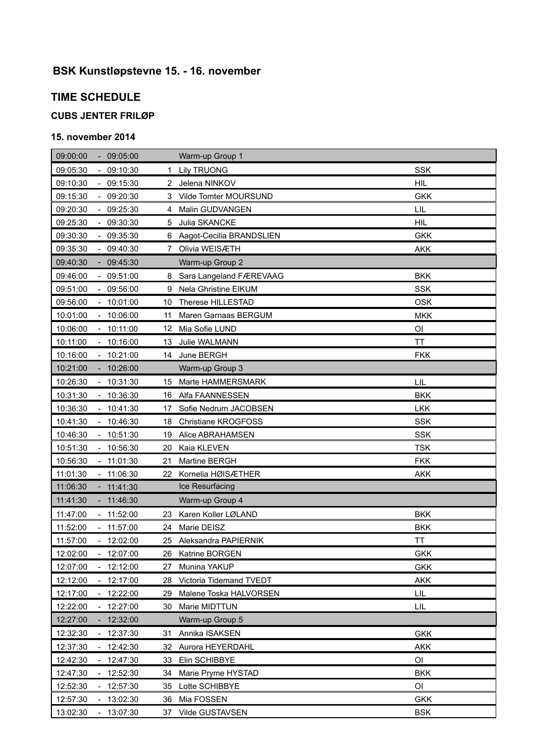## BSK Kunstløpstevne 15. - 16. november

## TIME SCHEDULE

### CUBS JENTER FRILØP

### 15. november 2014

| Time | | | | |
|---|---|---|---|---|
| 09:00:00 | - 09:05:00 | | Warm-up Group 1 | |
| 09:05:30 | - 09:10:30 | 1 | Lily TRUONG | SSK |
| 09:10:30 | - 09:15:30 | 2 | Jelena NINKOV | HIL |
| 09:15:30 | - 09:20:30 | 3 | Vilde Tomter MOURSUND | GKK |
| 09:20:30 | - 09:25:30 | 4 | Malin GUDVANGEN | LIL |
| 09:25:30 | - 09:30:30 | 5 | Julia SKANCKE | HIL |
| 09:30:30 | - 09:35:30 | 6 | Aagot-Cecilia BRANDSLIEN | GKK |
| 09:35:30 | - 09:40:30 | 7 | Olivia WEISÆTH | AKK |
| 09:40:30 | - 09:45:30 | | Warm-up Group 2 | |
| 09:46:00 | - 09:51:00 | 8 | Sara Langeland FÆREVAAG | BKK |
| 09:51:00 | - 09:56:00 | 9 | Nela Ghristine EIKUM | SSK |
| 09:56:00 | - 10:01:00 | 10 | Therese HILLESTAD | OSK |
| 10:01:00 | - 10:06:00 | 11 | Maren Garnaas BERGUM | MKK |
| 10:06:00 | - 10:11:00 | 12 | Mia Sofie LUND | OI |
| 10:11:00 | - 10:16:00 | 13 | Julie WALMANN | TT |
| 10:16:00 | - 10:21:00 | 14 | June BERGH | FKK |
| 10:21:00 | - 10:26:00 | | Warm-up Group 3 | |
| 10:26:30 | - 10:31:30 | 15 | Marte HAMMERSMARK | LIL |
| 10:31:30 | - 10:36:30 | 16 | Alfa FAANNESSEN | BKK |
| 10:36:30 | - 10:41:30 | 17 | Sofie Nedrum JACOBSEN | LKK |
| 10:41:30 | - 10:46:30 | 18 | Christiane KROGFOSS | SSK |
| 10:46:30 | - 10:51:30 | 19 | Alice ABRAHAMSEN | SSK |
| 10:51:30 | - 10:56:30 | 20 | Kaia KLEVEN | TSK |
| 10:56:30 | - 11:01:30 | 21 | Martine BERGH | FKK |
| 11:01:30 | - 11:06:30 | 22 | Kornelia HØISÆTHER | AKK |
| 11:06:30 | - 11:41:30 | | Ice Resurfacing | |
| 11:41:30 | - 11:46:30 | | Warm-up Group 4 | |
| 11:47:00 | - 11:52:00 | 23 | Karen Koller LØLAND | BKK |
| 11:52:00 | - 11:57:00 | 24 | Marie DEISZ | BKK |
| 11:57:00 | - 12:02:00 | 25 | Aleksandra PAPIERNIK | TT |
| 12:02:00 | - 12:07:00 | 26 | Katrine BORGEN | GKK |
| 12:07:00 | - 12:12:00 | 27 | Munina YAKUP | GKK |
| 12:12:00 | - 12:17:00 | 28 | Victoria Tidemand TVEDT | AKK |
| 12:17:00 | - 12:22:00 | 29 | Malene Toska HALVORSEN | LIL |
| 12:22:00 | - 12:27:00 | 30 | Marie MIDTTUN | LIL |
| 12:27:00 | - 12:32:00 | | Warm-up Group 5 | |
| 12:32:30 | - 12:37:30 | 31 | Annika ISAKSEN | GKK |
| 12:37:30 | - 12:42:30 | 32 | Aurora HEYERDAHL | AKK |
| 12:42:30 | - 12:47:30 | 33 | Elin SCHIBBYE | OI |
| 12:47:30 | - 12:52:30 | 34 | Marie Pryme HYSTAD | BKK |
| 12:52:30 | - 12:57:30 | 35 | Lotte SCHIBBYE | OI |
| 12:57:30 | - 13:02:30 | 36 | Mia FOSSEN | GKK |
| 13:02:30 | - 13:07:30 | 37 | Vilde GUSTAVSEN | BSK |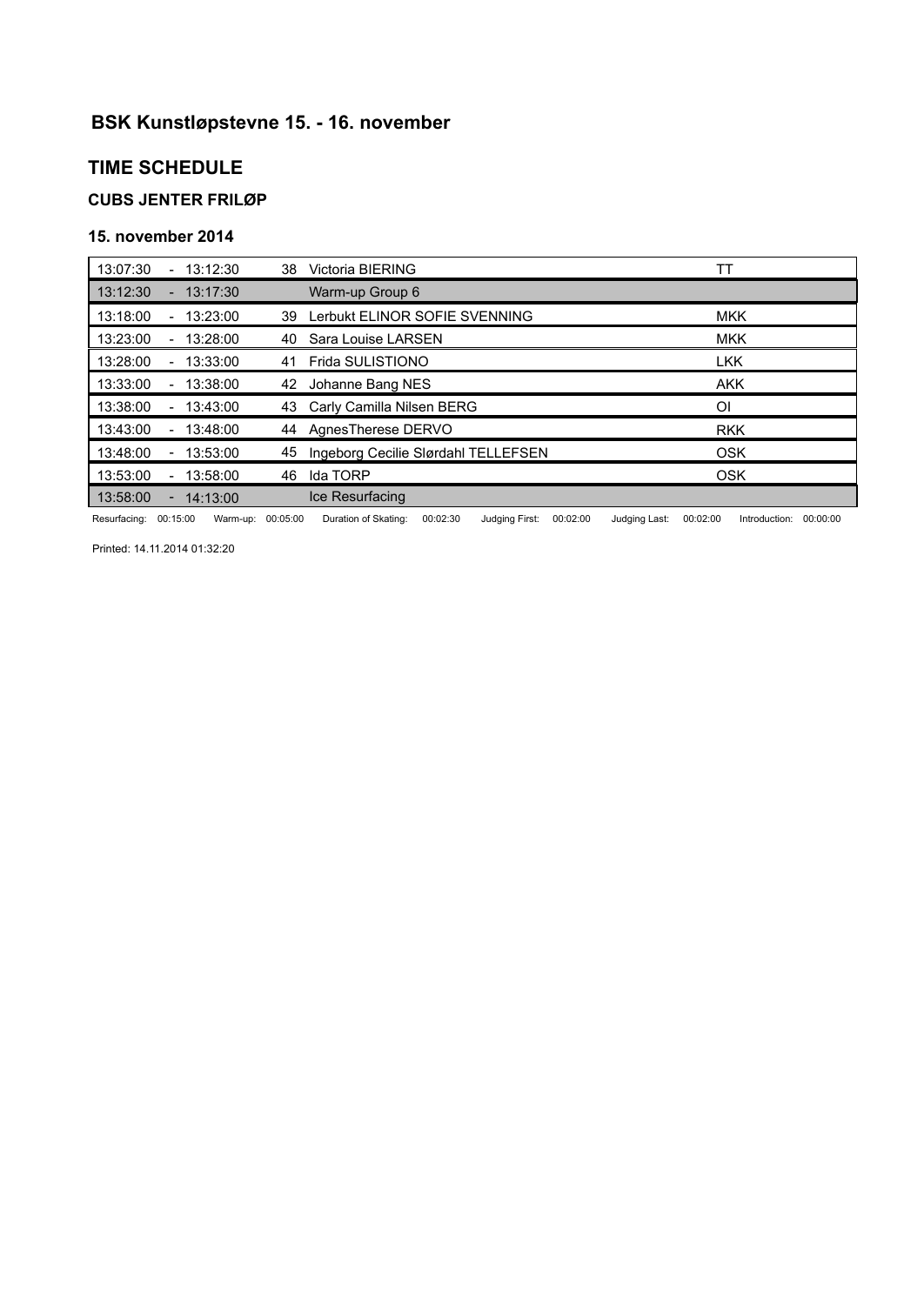## BSK Kunstløpstevne 15. - 16. november

## TIME SCHEDULE

### CUBS JENTER FRILØP

### 15. november 2014

| | | | |
|---|---|---|---|
| 13:07:30 - 13:12:30 | 38 | Victoria BIERING | TT |
| 13:12:30 - 13:17:30 | | Warm-up Group 6 | |
| 13:18:00 - 13:23:00 | 39 | Lerbukt ELINOR SOFIE SVENNING | MKK |
| 13:23:00 - 13:28:00 | 40 | Sara Louise LARSEN | MKK |
| 13:28:00 - 13:33:00 | 41 | Frida SULISTIONO | LKK |
| 13:33:00 - 13:38:00 | 42 | Johanne Bang NES | AKK |
| 13:38:00 - 13:43:00 | 43 | Carly Camilla Nilsen BERG | OI |
| 13:43:00 - 13:48:00 | 44 | AgnesTherese DERVO | RKK |
| 13:48:00 - 13:53:00 | 45 | Ingeborg Cecilie Slørdahl TELLEFSEN | OSK |
| 13:53:00 - 13:58:00 | 46 | Ida TORP | OSK |
| 13:58:00 - 14:13:00 | | Ice Resurfacing | |

Resurfacing: 00:15:00 Warm-up: 00:05:00 Duration of Skating: 00:02:30 Judging First: 00:02:00 Judging Last: 00:02:00 Introduction: 00:00:00

Printed: 14.11.2014 01:32:20